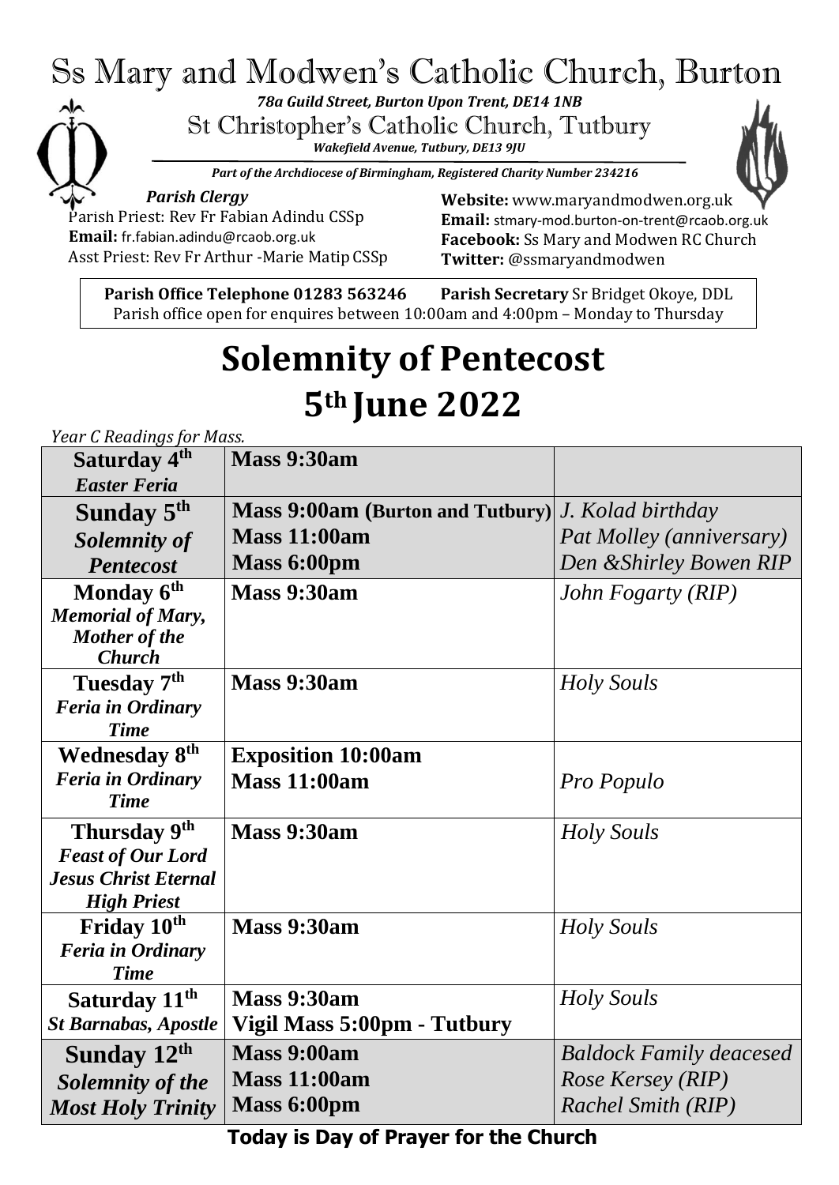# Ss Mary and Modwen's Catholic Church, Burton

***78a Guild Street, Burton Upon Trent, DE14 1NB***

St Christopher's Catholic Church, Tutbury

*Wakefield Avenue, Tutbury, DE13 9JU*

***Part of the Archdiocese of Birmingham, Registered Charity Number 234216***

***Parish Clergy***

Parish Priest: Rev Fr Fabian Adindu CSSp

**Email:** fr.fabian.adindu@rcaob.org.uk

Asst Priest: Rev Fr Arthur -Marie Matip CSSp

**Website:** www.maryandmodwen.org.uk

**Email:** stmary-mod.burton-on-trent@rcaob.org.uk

**Facebook:** Ss Mary and Modwen RC Church

**Twitter:** @ssmaryandmodwen

**Parish Office Telephone 01283 563246** **Parish Secretary** Sr Bridget Okoye, DDL

Parish office open for enquires between 10:00am and 4:00pm – Monday to Thursday

# Solemnity of Pentecost 5th June 2022

*Year C Readings for Mass.*

| | | |
|---|---|---|
| **Saturday 4th** *Easter Feria* | **Mass 9:30am** | |
| **Sunday 5th** *Solemnity of Pentecost* | **Mass 9:00am (Burton and Tutbury)** **Mass 11:00am** **Mass 6:00pm** | *J. Kolad birthday* *Pat Molley (anniversary)* *Den &Shirley Bowen RIP* |
| **Monday 6th** *Memorial of Mary, Mother of the Church* | **Mass 9:30am** | *John Fogarty (RIP)* |
| **Tuesday 7th** *Feria in Ordinary Time* | **Mass 9:30am** | *Holy Souls* |
| **Wednesday 8th** *Feria in Ordinary Time* | **Exposition 10:00am** **Mass 11:00am** | *Pro Populo* |
| **Thursday 9th** *Feast of Our Lord Jesus Christ Eternal High Priest* | **Mass 9:30am** | *Holy Souls* |
| **Friday 10th** *Feria in Ordinary Time* | **Mass 9:30am** | *Holy Souls* |
| **Saturday 11th** *St Barnabas, Apostle* | **Mass 9:30am** **Vigil Mass 5:00pm - Tutbury** | *Holy Souls* |
| **Sunday 12th** *Solemnity of the Most Holy Trinity* | **Mass 9:00am** **Mass 11:00am** **Mass 6:00pm** | *Baldock Family deacesed* *Rose Kersey (RIP)* *Rachel Smith (RIP)* |

**Today is Day of Prayer for the Church**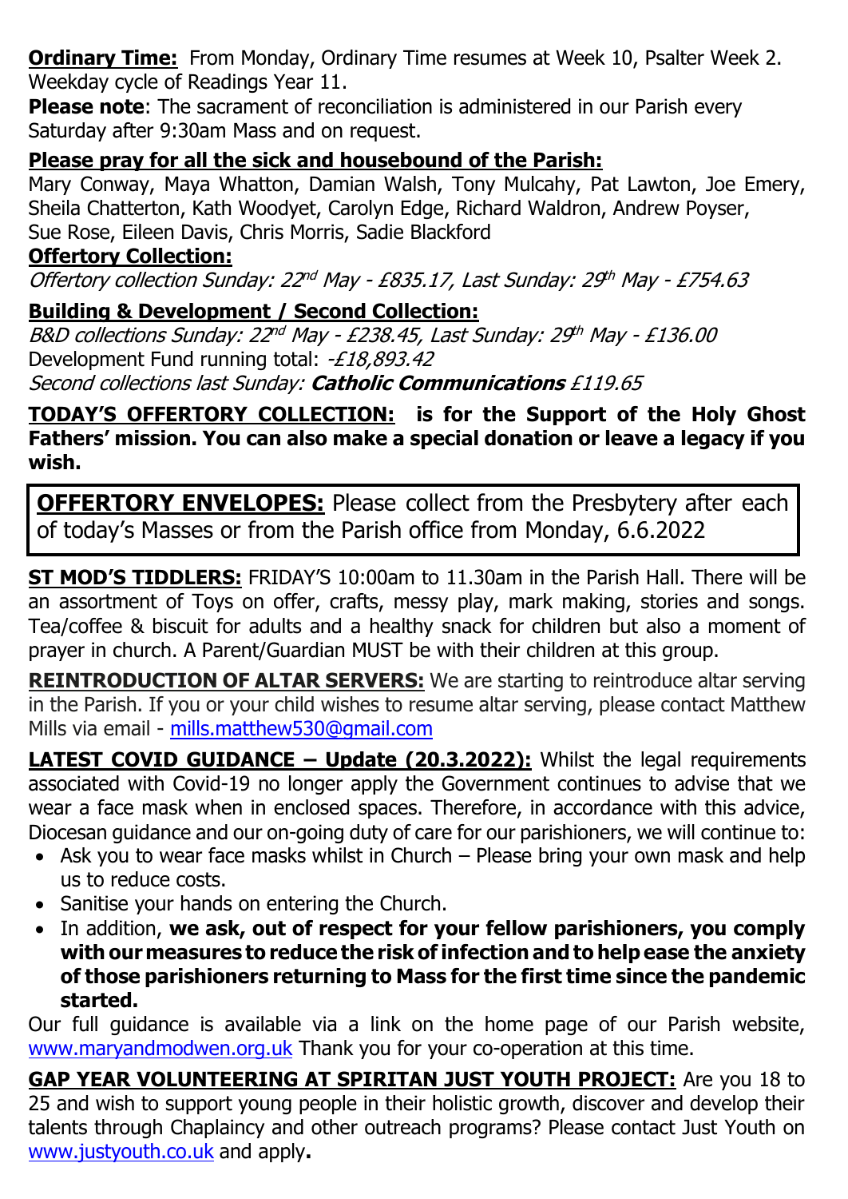**Ordinary Time:** From Monday, Ordinary Time resumes at Week 10, Psalter Week 2. Weekday cycle of Readings Year 11.

**Please note**: The sacrament of reconciliation is administered in our Parish every Saturday after 9:30am Mass and on request.

**Please pray for all the sick and housebound of the Parish:**

Mary Conway, Maya Whatton, Damian Walsh, Tony Mulcahy, Pat Lawton, Joe Emery, Sheila Chatterton, Kath Woodyet, Carolyn Edge, Richard Waldron, Andrew Poyser, Sue Rose, Eileen Davis, Chris Morris, Sadie Blackford

**Offertory Collection:**

*Offertory collection Sunday: 22nd May - £835.17, Last Sunday: 29th May - £754.63*

**Building & Development / Second Collection:**

*B&D collections Sunday: 22nd May - £238.45, Last Sunday: 29th May - £136.00*

Development Fund running total: *-£18,893.42*

*Second collections last Sunday:* ***Catholic Communications*** *£119.65*

**TODAY'S OFFERTORY COLLECTION: is for the Support of the Holy Ghost Fathers' mission. You can also make a special donation or leave a legacy if you wish.**

**OFFERTORY ENVELOPES:** Please collect from the Presbytery after each of today's Masses or from the Parish office from Monday, 6.6.2022

**ST MOD'S TIDDLERS:** FRIDAY'S 10:00am to 11.30am in the Parish Hall. There will be an assortment of Toys on offer, crafts, messy play, mark making, stories and songs. Tea/coffee & biscuit for adults and a healthy snack for children but also a moment of prayer in church. A Parent/Guardian MUST be with their children at this group.

**REINTRODUCTION OF ALTAR SERVERS:** We are starting to reintroduce altar serving in the Parish. If you or your child wishes to resume altar serving, please contact Matthew Mills via email - mills.matthew530@gmail.com

**LATEST COVID GUIDANCE – Update (20.3.2022):** Whilst the legal requirements associated with Covid-19 no longer apply the Government continues to advise that we wear a face mask when in enclosed spaces. Therefore, in accordance with this advice, Diocesan guidance and our on-going duty of care for our parishioners, we will continue to:

- Ask you to wear face masks whilst in Church – Please bring your own mask and help us to reduce costs.
- Sanitise your hands on entering the Church.
- In addition, **we ask, out of respect for your fellow parishioners, you comply with our measures to reduce the risk of infection and to help ease the anxiety of those parishioners returning to Mass for the first time since the pandemic started.**

Our full guidance is available via a link on the home page of our Parish website, www.maryandmodwen.org.uk Thank you for your co-operation at this time.

**GAP YEAR VOLUNTEERING AT SPIRITAN JUST YOUTH PROJECT:** Are you 18 to 25 and wish to support young people in their holistic growth, discover and develop their talents through Chaplaincy and other outreach programs? Please contact Just Youth on www.justyouth.co.uk and apply**.**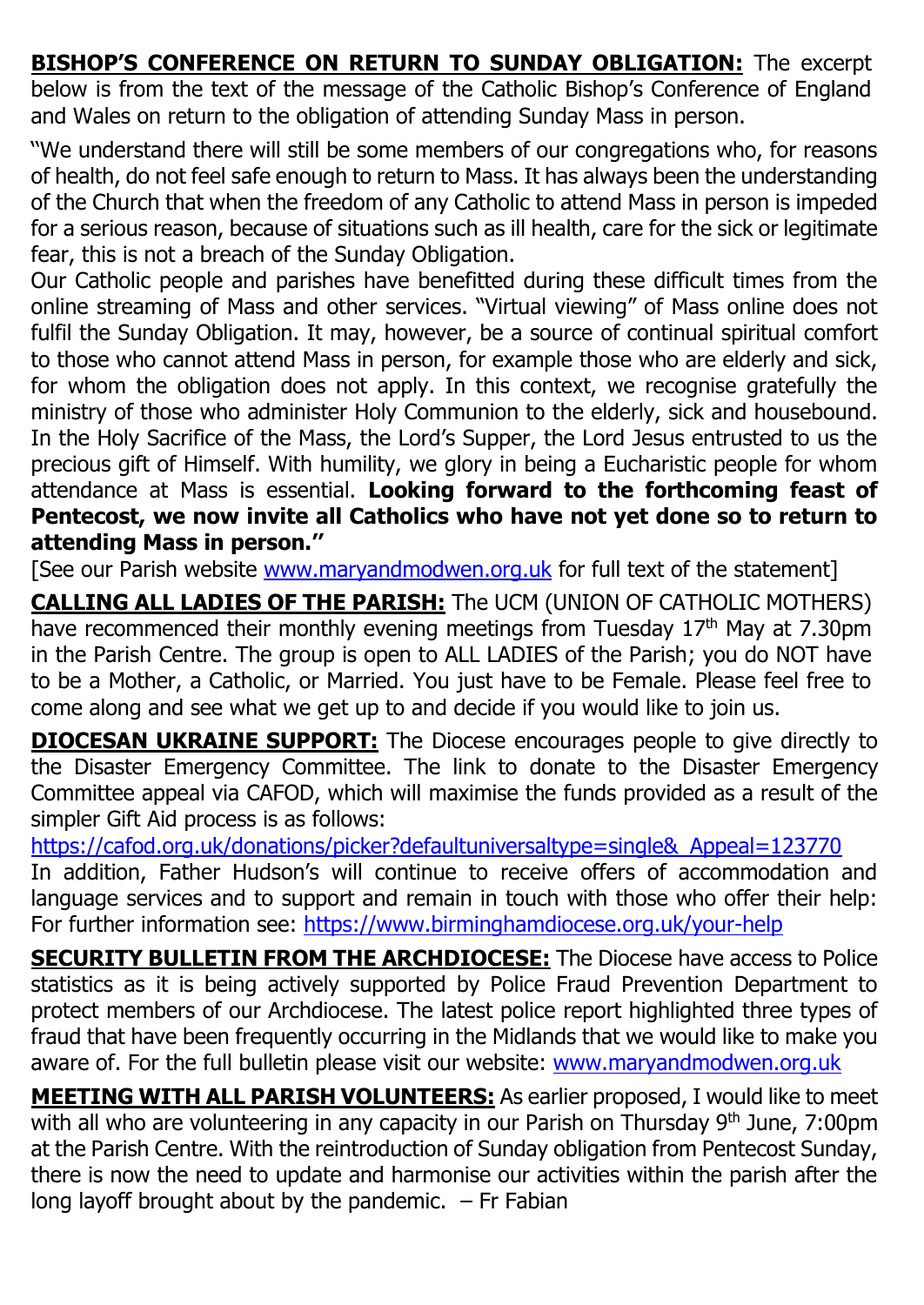**BISHOP'S CONFERENCE ON RETURN TO SUNDAY OBLIGATION:** The excerpt below is from the text of the message of the Catholic Bishop's Conference of England and Wales on return to the obligation of attending Sunday Mass in person.

"We understand there will still be some members of our congregations who, for reasons of health, do not feel safe enough to return to Mass. It has always been the understanding of the Church that when the freedom of any Catholic to attend Mass in person is impeded for a serious reason, because of situations such as ill health, care for the sick or legitimate fear, this is not a breach of the Sunday Obligation.

Our Catholic people and parishes have benefitted during these difficult times from the online streaming of Mass and other services. "Virtual viewing" of Mass online does not fulfil the Sunday Obligation. It may, however, be a source of continual spiritual comfort to those who cannot attend Mass in person, for example those who are elderly and sick, for whom the obligation does not apply. In this context, we recognise gratefully the ministry of those who administer Holy Communion to the elderly, sick and housebound. In the Holy Sacrifice of the Mass, the Lord's Supper, the Lord Jesus entrusted to us the precious gift of Himself. With humility, we glory in being a Eucharistic people for whom attendance at Mass is essential. **Looking forward to the forthcoming feast of Pentecost, we now invite all Catholics who have not yet done so to return to attending Mass in person."**

[See our Parish website www.maryandmodwen.org.uk for full text of the statement]

**CALLING ALL LADIES OF THE PARISH:** The UCM (UNION OF CATHOLIC MOTHERS) have recommenced their monthly evening meetings from Tuesday 17th May at 7.30pm in the Parish Centre. The group is open to ALL LADIES of the Parish; you do NOT have to be a Mother, a Catholic, or Married. You just have to be Female. Please feel free to come along and see what we get up to and decide if you would like to join us.

**DIOCESAN UKRAINE SUPPORT:** The Diocese encourages people to give directly to the Disaster Emergency Committee. The link to donate to the Disaster Emergency Committee appeal via CAFOD, which will maximise the funds provided as a result of the simpler Gift Aid process is as follows:
https://cafod.org.uk/donations/picker?defaultuniversaltype=single&_Appeal=123770
In addition, Father Hudson's will continue to receive offers of accommodation and language services and to support and remain in touch with those who offer their help: For further information see: https://www.birminghamdiocese.org.uk/your-help

**SECURITY BULLETIN FROM THE ARCHDIOCESE:** The Diocese have access to Police statistics as it is being actively supported by Police Fraud Prevention Department to protect members of our Archdiocese. The latest police report highlighted three types of fraud that have been frequently occurring in the Midlands that we would like to make you aware of. For the full bulletin please visit our website: www.maryandmodwen.org.uk

**MEETING WITH ALL PARISH VOLUNTEERS:** As earlier proposed, I would like to meet with all who are volunteering in any capacity in our Parish on Thursday 9th June, 7:00pm at the Parish Centre. With the reintroduction of Sunday obligation from Pentecost Sunday, there is now the need to update and harmonise our activities within the parish after the long layoff brought about by the pandemic. – Fr Fabian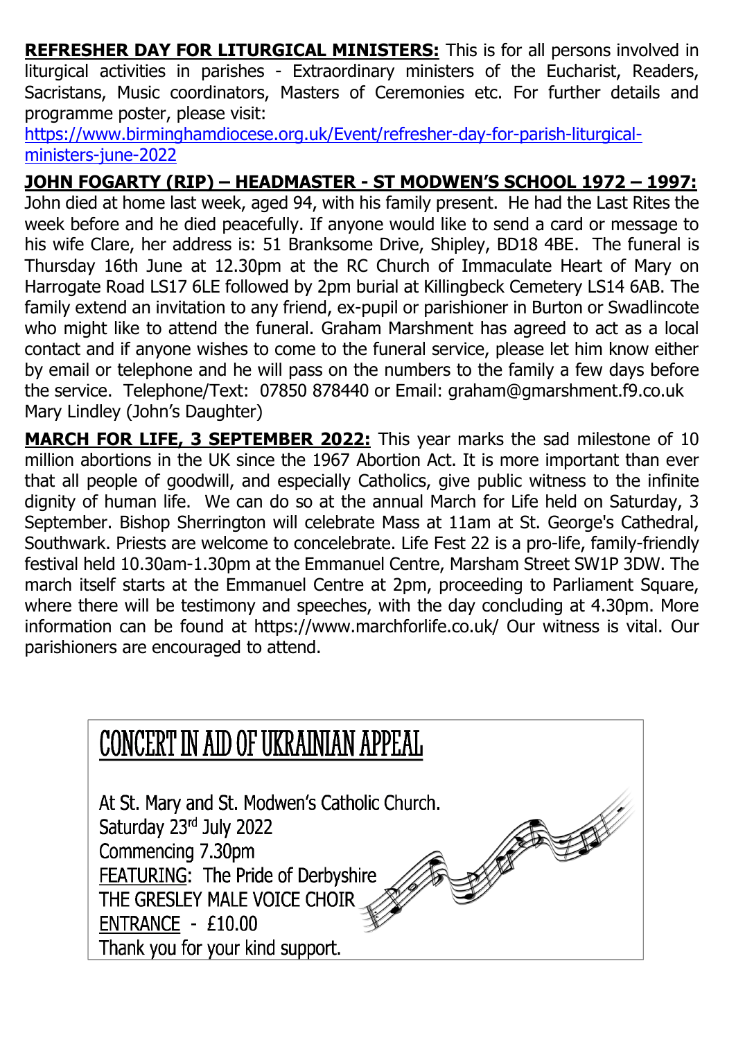**REFRESHER DAY FOR LITURGICAL MINISTERS:** This is for all persons involved in liturgical activities in parishes - Extraordinary ministers of the Eucharist, Readers, Sacristans, Music coordinators, Masters of Ceremonies etc. For further details and programme poster, please visit: https://www.birminghamdiocese.org.uk/Event/refresher-day-for-parish-liturgical-ministers-june-2022

**JOHN FOGARTY (RIP) – HEADMASTER - ST MODWEN'S SCHOOL 1972 – 1997:** John died at home last week, aged 94, with his family present. He had the Last Rites the week before and he died peacefully. If anyone would like to send a card or message to his wife Clare, her address is: 51 Branksome Drive, Shipley, BD18 4BE. The funeral is Thursday 16th June at 12.30pm at the RC Church of Immaculate Heart of Mary on Harrogate Road LS17 6LE followed by 2pm burial at Killingbeck Cemetery LS14 6AB. The family extend an invitation to any friend, ex-pupil or parishioner in Burton or Swadlincote who might like to attend the funeral. Graham Marshment has agreed to act as a local contact and if anyone wishes to come to the funeral service, please let him know either by email or telephone and he will pass on the numbers to the family a few days before the service. Telephone/Text: 07850 878440 or Email: graham@gmarshment.f9.co.uk
Mary Lindley (John's Daughter)

**MARCH FOR LIFE, 3 SEPTEMBER 2022:** This year marks the sad milestone of 10 million abortions in the UK since the 1967 Abortion Act. It is more important than ever that all people of goodwill, and especially Catholics, give public witness to the infinite dignity of human life. We can do so at the annual March for Life held on Saturday, 3 September. Bishop Sherrington will celebrate Mass at 11am at St. George's Cathedral, Southwark. Priests are welcome to concelebrate. Life Fest 22 is a pro-life, family-friendly festival held 10.30am-1.30pm at the Emmanuel Centre, Marsham Street SW1P 3DW. The march itself starts at the Emmanuel Centre at 2pm, proceeding to Parliament Square, where there will be testimony and speeches, with the day concluding at 4.30pm. More information can be found at https://www.marchforlife.co.uk/ Our witness is vital. Our parishioners are encouraged to attend.

## CONCERT IN AID OF UKRAINIAN APPEAL

At St. Mary and St. Modwen's Catholic Church.
Saturday 23rd July 2022
Commencing 7.30pm
FEATURING: The Pride of Derbyshire
THE GRESLEY MALE VOICE CHOIR
ENTRANCE - £10.00
Thank you for your kind support.